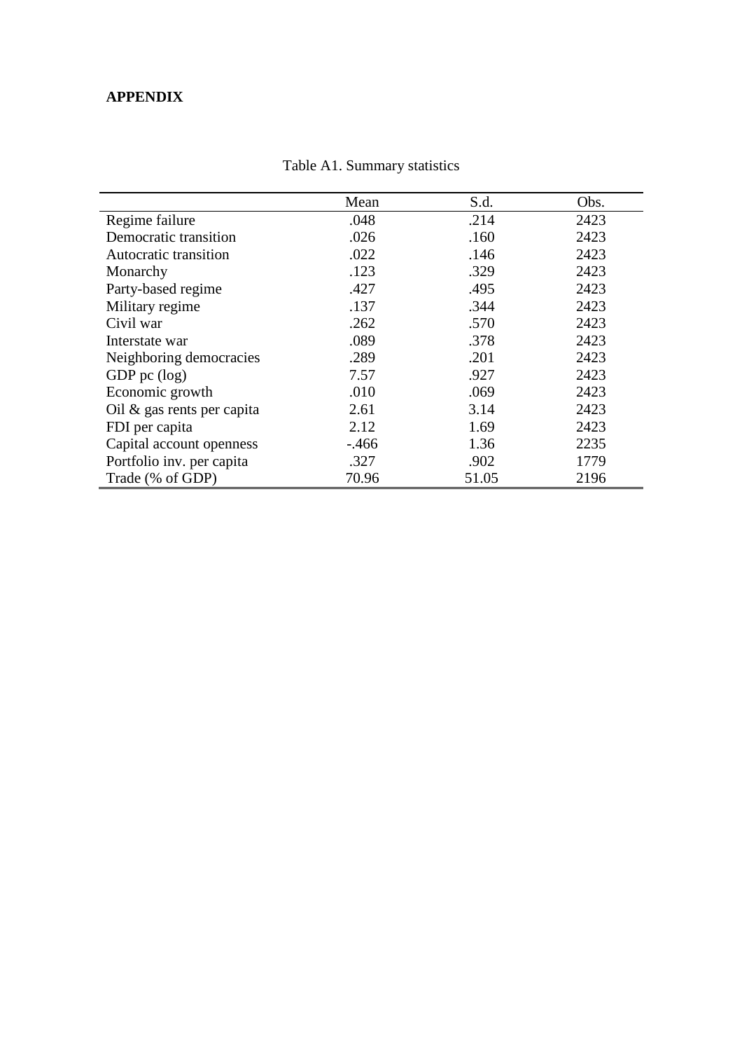**APPENDIX**

Table A1. Summary statistics

| | Mean | S.d. | Obs. |
|---|---|---|---|
| Regime failure | .048 | .214 | 2423 |
| Democratic transition | .026 | .160 | 2423 |
| Autocratic transition | .022 | .146 | 2423 |
| Monarchy | .123 | .329 | 2423 |
| Party-based regime | .427 | .495 | 2423 |
| Military regime | .137 | .344 | 2423 |
| Civil war | .262 | .570 | 2423 |
| Interstate war | .089 | .378 | 2423 |
| Neighboring democracies | .289 | .201 | 2423 |
| GDP pc (log) | 7.57 | .927 | 2423 |
| Economic growth | .010 | .069 | 2423 |
| Oil & gas rents per capita | 2.61 | 3.14 | 2423 |
| FDI per capita | 2.12 | 1.69 | 2423 |
| Capital account openness | -.466 | 1.36 | 2235 |
| Portfolio inv. per capita | .327 | .902 | 1779 |
| Trade (% of GDP) | 70.96 | 51.05 | 2196 |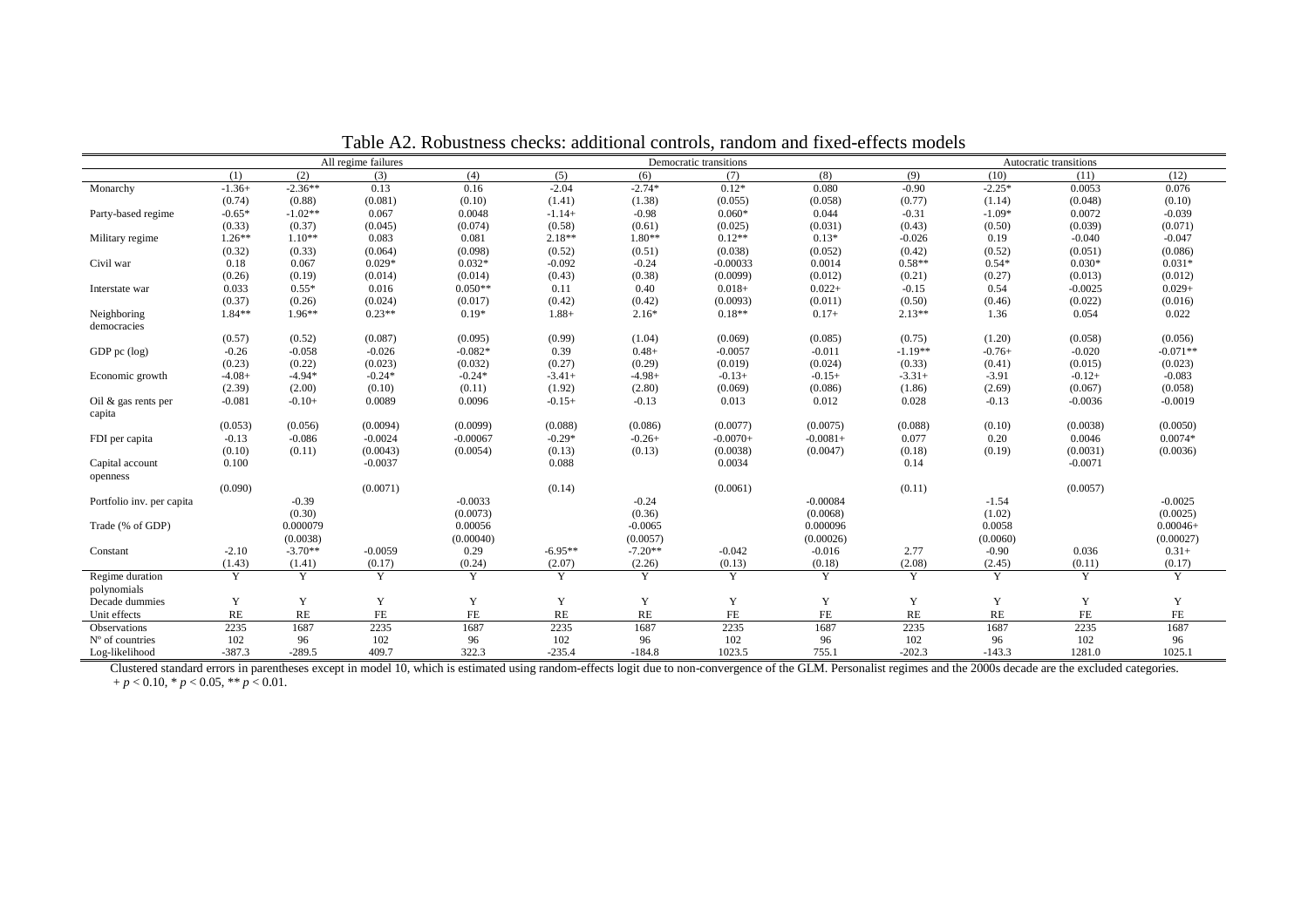# Table A2. Robustness checks: additional controls, random and fixed-effects models

| | All regime failures | | | | Democratic transitions | | | | Autocratic transitions | | | |
|---|---|---|---|---|---|---|---|---|---|---|---|---|
| | (1) | (2) | (3) | (4) | (5) | (6) | (7) | (8) | (9) | (10) | (11) | (12) |
| Monarchy | -1.36+ | -2.36** | 0.13 | 0.16 | -2.04 | -2.74* | 0.12* | 0.080 | -0.90 | -2.25* | 0.0053 | 0.076 |
| | (0.74) | (0.88) | (0.081) | (0.10) | (1.41) | (1.38) | (0.055) | (0.058) | (0.77) | (1.14) | (0.048) | (0.10) |
| Party-based regime | -0.65* | -1.02** | 0.067 | 0.0048 | -1.14+ | -0.98 | 0.060* | 0.044 | -0.31 | -1.09* | 0.0072 | -0.039 |
| | (0.33) | (0.37) | (0.045) | (0.074) | (0.58) | (0.61) | (0.025) | (0.031) | (0.43) | (0.50) | (0.039) | (0.071) |
| Military regime | 1.26** | 1.10** | 0.083 | 0.081 | 2.18** | 1.80** | 0.12** | 0.13* | -0.026 | 0.19 | -0.040 | -0.047 |
| | (0.32) | (0.33) | (0.064) | (0.098) | (0.52) | (0.51) | (0.038) | (0.052) | (0.42) | (0.52) | (0.051) | (0.086) |
| Civil war | 0.18 | 0.067 | 0.029* | 0.032* | -0.092 | -0.24 | -0.00033 | 0.0014 | 0.58** | 0.54* | 0.030* | 0.031* |
| | (0.26) | (0.19) | (0.014) | (0.014) | (0.43) | (0.38) | (0.0099) | (0.012) | (0.21) | (0.27) | (0.013) | (0.012) |
| Interstate war | 0.033 | 0.55* | 0.016 | 0.050** | 0.11 | 0.40 | 0.018+ | 0.022+ | -0.15 | 0.54 | -0.0025 | 0.029+ |
| | (0.37) | (0.26) | (0.024) | (0.017) | (0.42) | (0.42) | (0.0093) | (0.011) | (0.50) | (0.46) | (0.022) | (0.016) |
| Neighboring democracies | 1.84** | 1.96** | 0.23** | 0.19* | 1.88+ | 2.16* | 0.18** | 0.17+ | 2.13** | 1.36 | 0.054 | 0.022 |
| | (0.57) | (0.52) | (0.087) | (0.095) | (0.99) | (1.04) | (0.069) | (0.085) | (0.75) | (1.20) | (0.058) | (0.056) |
| GDP pc (log) | -0.26 | -0.058 | -0.026 | -0.082* | 0.39 | 0.48+ | -0.0057 | -0.011 | -1.19** | -0.76+ | -0.020 | -0.071** |
| | (0.23) | (0.22) | (0.023) | (0.032) | (0.27) | (0.29) | (0.019) | (0.024) | (0.33) | (0.41) | (0.015) | (0.023) |
| Economic growth | -4.08+ | -4.94* | -0.24* | -0.24* | -3.41+ | -4.98+ | -0.13+ | -0.15+ | -3.31+ | -3.91 | -0.12+ | -0.083 |
| | (2.39) | (2.00) | (0.10) | (0.11) | (1.92) | (2.80) | (0.069) | (0.086) | (1.86) | (2.69) | (0.067) | (0.058) |
| Oil & gas rents per capita | -0.081 | -0.10+ | 0.0089 | 0.0096 | -0.15+ | -0.13 | 0.013 | 0.012 | 0.028 | -0.13 | -0.0036 | -0.0019 |
| | (0.053) | (0.056) | (0.0094) | (0.0099) | (0.088) | (0.086) | (0.0077) | (0.0075) | (0.088) | (0.10) | (0.0038) | (0.0050) |
| FDI per capita | -0.13 | -0.086 | -0.0024 | -0.00067 | -0.29* | -0.26+ | -0.0070+ | -0.0081+ | 0.077 | 0.20 | 0.0046 | 0.0074* |
| | (0.10) | (0.11) | (0.0043) | (0.0054) | (0.13) | (0.13) | (0.0038) | (0.0047) | (0.18) | (0.19) | (0.0031) | (0.0036) |
| Capital account openness | 0.100 | | -0.0037 | | 0.088 | | 0.0034 | | 0.14 | | -0.0071 | |
| | (0.090) | | (0.0071) | | (0.14) | | (0.0061) | | (0.11) | | (0.0057) | |
| Portfolio inv. per capita | | -0.39 | | -0.0033 | | -0.24 | | -0.00084 | | -1.54 | | -0.0025 |
| | | (0.30) | | (0.0073) | | (0.36) | | (0.0068) | | (1.02) | | (0.0025) |
| Trade (% of GDP) | | 0.000079 | | 0.00056 | | -0.0065 | | 0.000096 | | 0.0058 | | 0.00046+ |
| | | (0.0038) | | (0.00040) | | (0.0057) | | (0.00026) | | (0.0060) | | (0.00027) |
| Constant | -2.10 | -3.70** | -0.0059 | 0.29 | -6.95** | -7.20** | -0.042 | -0.016 | 2.77 | -0.90 | 0.036 | 0.31+ |
| | (1.43) | (1.41) | (0.17) | (0.24) | (2.07) | (2.26) | (0.13) | (0.18) | (2.08) | (2.45) | (0.11) | (0.17) |
| Regime duration polynomials | Y | Y | Y | Y | Y | Y | Y | Y | Y | Y | Y | Y |
| Decade dummies | Y | Y | Y | Y | Y | Y | Y | Y | Y | Y | Y | Y |
| Unit effects | RE | RE | FE | FE | RE | RE | FE | FE | RE | RE | FE | FE |
| Observations | 2235 | 1687 | 2235 | 1687 | 2235 | 1687 | 2235 | 1687 | 2235 | 1687 | 2235 | 1687 |
| Nº of countries | 102 | 96 | 102 | 96 | 102 | 96 | 102 | 96 | 102 | 96 | 102 | 96 |
| Log-likelihood | -387.3 | -289.5 | 409.7 | 322.3 | -235.4 | -184.8 | 1023.5 | 755.1 | -202.3 | -143.3 | 1281.0 | 1025.1 |

Clustered standard errors in parentheses except in model 10, which is estimated using random-effects logit due to non-convergence of the GLM. Personalist regimes and the 2000s decade are the excluded categories.
+ $p < 0.10$, * $p < 0.05$, ** $p < 0.01$.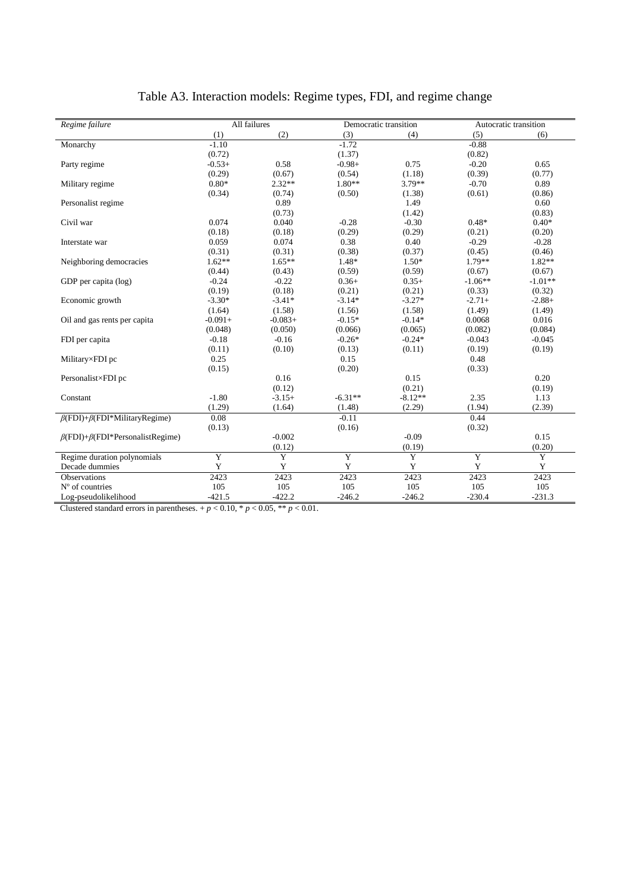# Table A3. Interaction models: Regime types, FDI, and regime change

| *Regime failure* | All failures | | Democratic transition | | Autocratic transition | |
|---|---|---|---|---|---|---|
| | (1) | (2) | (3) | (4) | (5) | (6) |
| Monarchy | -1.10 | | -1.72 | | -0.88 | |
| | (0.72) | | (1.37) | | (0.82) | |
| Party regime | -0.53+ | 0.58 | -0.98+ | 0.75 | -0.20 | 0.65 |
| | (0.29) | (0.67) | (0.54) | (1.18) | (0.39) | (0.77) |
| Military regime | 0.80* | 2.32** | 1.80** | 3.79** | -0.70 | 0.89 |
| | (0.34) | (0.74) | (0.50) | (1.38) | (0.61) | (0.86) |
| Personalist regime | | 0.89 | | 1.49 | | 0.60 |
| | | (0.73) | | (1.42) | | (0.83) |
| Civil war | 0.074 | 0.040 | -0.28 | -0.30 | 0.48* | 0.40* |
| | (0.18) | (0.18) | (0.29) | (0.29) | (0.21) | (0.20) |
| Interstate war | 0.059 | 0.074 | 0.38 | 0.40 | -0.29 | -0.28 |
| | (0.31) | (0.31) | (0.38) | (0.37) | (0.45) | (0.46) |
| Neighboring democracies | 1.62** | 1.65** | 1.48* | 1.50* | 1.79** | 1.82** |
| | (0.44) | (0.43) | (0.59) | (0.59) | (0.67) | (0.67) |
| GDP per capita (log) | -0.24 | -0.22 | 0.36+ | 0.35+ | -1.06** | -1.01** |
| | (0.19) | (0.18) | (0.21) | (0.21) | (0.33) | (0.32) |
| Economic growth | -3.30* | -3.41* | -3.14* | -3.27* | -2.71+ | -2.88+ |
| | (1.64) | (1.58) | (1.56) | (1.58) | (1.49) | (1.49) |
| Oil and gas rents per capita | -0.091+ | -0.083+ | -0.15* | -0.14* | 0.0068 | 0.016 |
| | (0.048) | (0.050) | (0.066) | (0.065) | (0.082) | (0.084) |
| FDI per capita | -0.18 | -0.16 | -0.26* | -0.24* | -0.043 | -0.045 |
| | (0.11) | (0.10) | (0.13) | (0.11) | (0.19) | (0.19) |
| Military×FDI pc | 0.25 | | 0.15 | | 0.48 | |
| | (0.15) | | (0.20) | | (0.33) | |
| Personalist×FDI pc | | 0.16 | | 0.15 | | 0.20 |
| | | (0.12) | | (0.21) | | (0.19) |
| Constant | -1.80 | -3.15+ | -6.31** | -8.12** | 2.35 | 1.13 |
| | (1.29) | (1.64) | (1.48) | (2.29) | (1.94) | (2.39) |
| $\beta$(FDI)+$\beta$(FDI*MilitaryRegime) | 0.08 | | -0.11 | | 0.44 | |
| | (0.13) | | (0.16) | | (0.32) | |
| $\beta$(FDI)+$\beta$(FDI*PersonalistRegime) | | -0.002 | | -0.09 | | 0.15 |
| | | (0.12) | | (0.19) | | (0.20) |
| Regime duration polynomials | Y | Y | Y | Y | Y | Y |
| Decade dummies | Y | Y | Y | Y | Y | Y |
| Observations | 2423 | 2423 | 2423 | 2423 | 2423 | 2423 |
| Nº of countries | 105 | 105 | 105 | 105 | 105 | 105 |
| Log-pseudolikelihood | -421.5 | -422.2 | -246.2 | -246.2 | -230.4 | -231.3 |

Clustered standard errors in parentheses. + $p < 0.10$, * $p < 0.05$, ** $p < 0.01$.